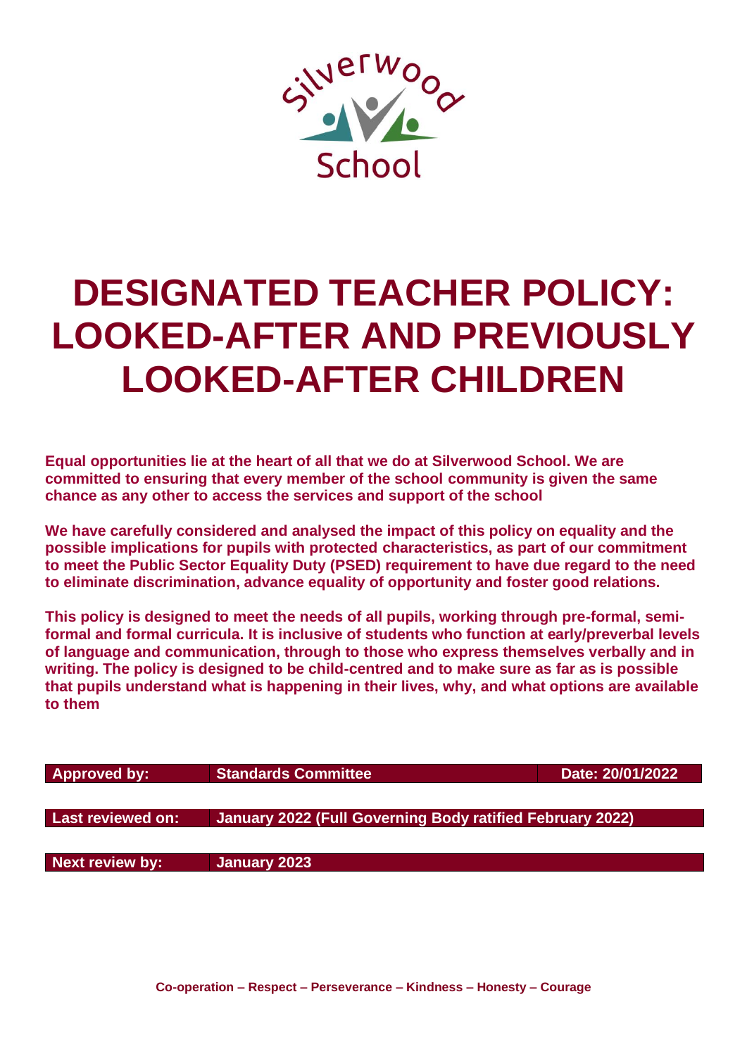# DESIGNATED TEACHER POLICY: LOOKED-AFTER AND PREVIOUSLY LOOKED-AFTER CHILDREN

**Equal opportunities lie at the heart of all that we do at Silverwood School. We are committed to ensuring that every member of the school community is given the same chance as any other to access the services and support of the school**

**We have carefully considered and analysed the impact of this policy on equality and the possible implications for pupils with protected characteristics, as part of our commitment to meet the Public Sector Equality Duty (PSED) requirement to have due regard to the need to eliminate discrimination, advance equality of opportunity and foster good relations.**

**This policy is designed to meet the needs of all pupils, working through pre-formal, semi-formal and formal curricula. It is inclusive of students who function at early/preverbal levels of language and communication, through to those who express themselves verbally and in writing. The policy is designed to be child-centred and to make sure as far as is possible that pupils understand what is happening in their lives, why, and what options are available to them**

| **Approved by:** | **Standards Committee** | **Date: 20/01/2022** |
|---|---|---|
| **Last reviewed on:** | **January 2022 (Full Governing Body ratified February 2022)** | |
| **Next review by:** | **January 2023** | |

**Co-operation – Respect – Perseverance – Kindness – Honesty – Courage**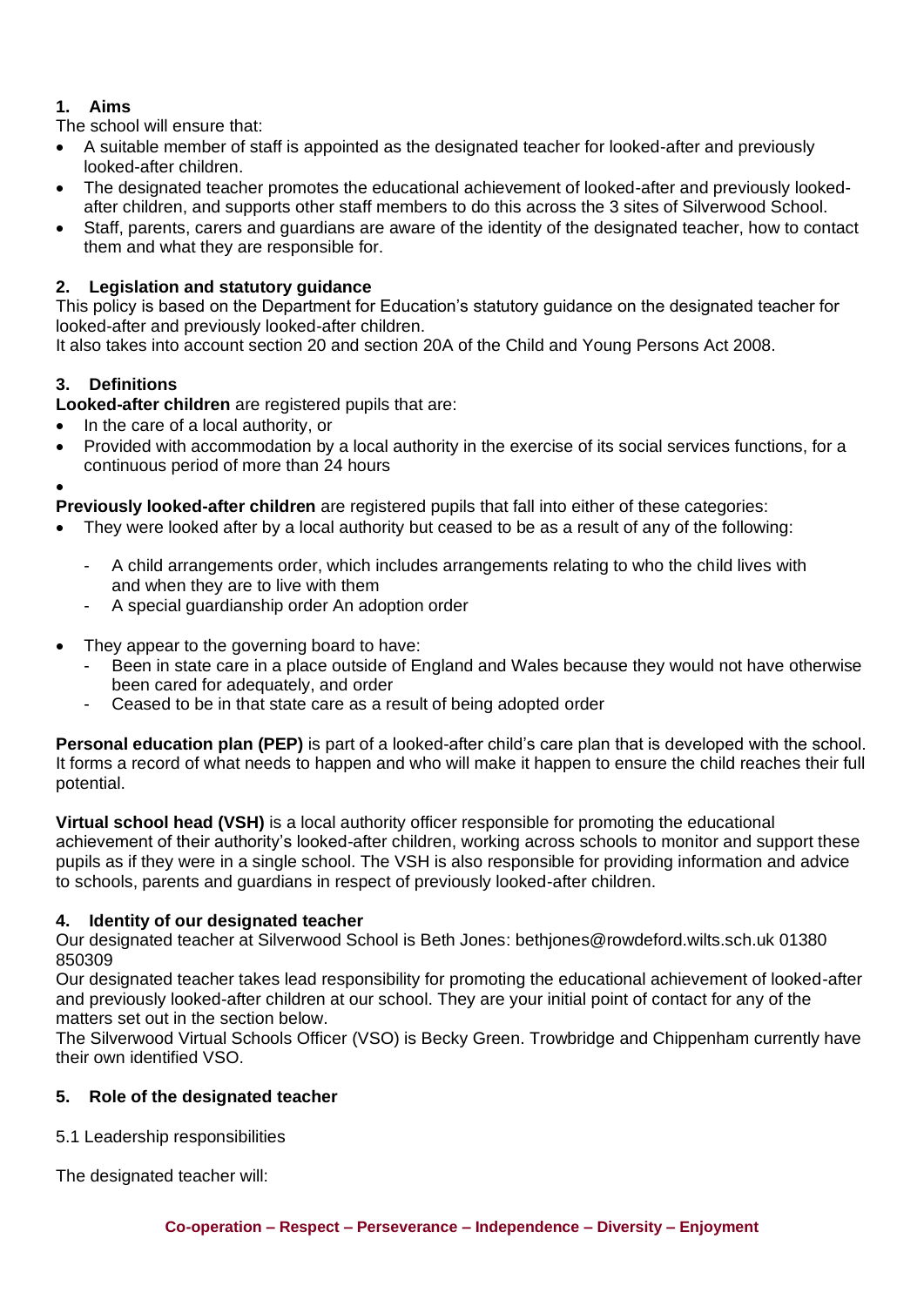## 1. Aims

The school will ensure that:

- A suitable member of staff is appointed as the designated teacher for looked-after and previously looked-after children.
- The designated teacher promotes the educational achievement of looked-after and previously looked-after children, and supports other staff members to do this across the 3 sites of Silverwood School.
- Staff, parents, carers and guardians are aware of the identity of the designated teacher, how to contact them and what they are responsible for.

## 2. Legislation and statutory guidance

This policy is based on the Department for Education's statutory guidance on the designated teacher for looked-after and previously looked-after children.

It also takes into account section 20 and section 20A of the Child and Young Persons Act 2008.

## 3. Definitions

**Looked-after children** are registered pupils that are:

- In the care of a local authority, or
- Provided with accommodation by a local authority in the exercise of its social services functions, for a continuous period of more than 24 hours
- 

**Previously looked-after children** are registered pupils that fall into either of these categories:

- They were looked after by a local authority but ceased to be as a result of any of the following:
  - A child arrangements order, which includes arrangements relating to who the child lives with and when they are to live with them
  - A special guardianship order An adoption order
- They appear to the governing board to have:
  - Been in state care in a place outside of England and Wales because they would not have otherwise been cared for adequately, and order
  - Ceased to be in that state care as a result of being adopted order

**Personal education plan (PEP)** is part of a looked-after child's care plan that is developed with the school. It forms a record of what needs to happen and who will make it happen to ensure the child reaches their full potential.

**Virtual school head (VSH)** is a local authority officer responsible for promoting the educational achievement of their authority's looked-after children, working across schools to monitor and support these pupils as if they were in a single school. The VSH is also responsible for providing information and advice to schools, parents and guardians in respect of previously looked-after children.

## 4. Identity of our designated teacher

Our designated teacher at Silverwood School is Beth Jones: bethjones@rowdeford.wilts.sch.uk 01380 850309

Our designated teacher takes lead responsibility for promoting the educational achievement of looked-after and previously looked-after children at our school. They are your initial point of contact for any of the matters set out in the section below.

The Silverwood Virtual Schools Officer (VSO) is Becky Green. Trowbridge and Chippenham currently have their own identified VSO.

## 5. Role of the designated teacher

### 5.1 Leadership responsibilities

The designated teacher will: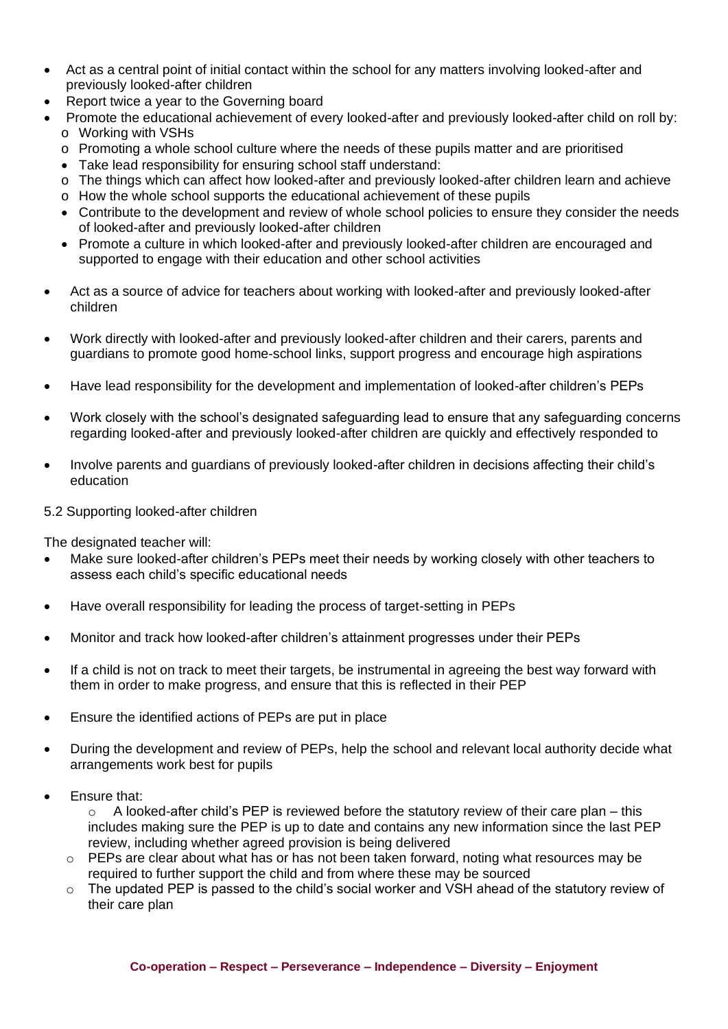- Act as a central point of initial contact within the school for any matters involving looked-after and previously looked-after children
- Report twice a year to the Governing board
- Promote the educational achievement of every looked-after and previously looked-after child on roll by:
  - Working with VSHs
  - Promoting a whole school culture where the needs of these pupils matter and are prioritised
  - Take lead responsibility for ensuring school staff understand:
  - The things which can affect how looked-after and previously looked-after children learn and achieve
  - How the whole school supports the educational achievement of these pupils
  - Contribute to the development and review of whole school policies to ensure they consider the needs of looked-after and previously looked-after children
  - Promote a culture in which looked-after and previously looked-after children are encouraged and supported to engage with their education and other school activities
- Act as a source of advice for teachers about working with looked-after and previously looked-after children
- Work directly with looked-after and previously looked-after children and their carers, parents and guardians to promote good home-school links, support progress and encourage high aspirations
- Have lead responsibility for the development and implementation of looked-after children's PEPs
- Work closely with the school's designated safeguarding lead to ensure that any safeguarding concerns regarding looked-after and previously looked-after children are quickly and effectively responded to
- Involve parents and guardians of previously looked-after children in decisions affecting their child's education

5.2 Supporting looked-after children

The designated teacher will:

- Make sure looked-after children's PEPs meet their needs by working closely with other teachers to assess each child's specific educational needs
- Have overall responsibility for leading the process of target-setting in PEPs
- Monitor and track how looked-after children's attainment progresses under their PEPs
- If a child is not on track to meet their targets, be instrumental in agreeing the best way forward with them in order to make progress, and ensure that this is reflected in their PEP
- Ensure the identified actions of PEPs are put in place
- During the development and review of PEPs, help the school and relevant local authority decide what arrangements work best for pupils
- Ensure that:
  - A looked-after child's PEP is reviewed before the statutory review of their care plan – this includes making sure the PEP is up to date and contains any new information since the last PEP review, including whether agreed provision is being delivered
  - PEPs are clear about what has or has not been taken forward, noting what resources may be required to further support the child and from where these may be sourced
  - The updated PEP is passed to the child's social worker and VSH ahead of the statutory review of their care plan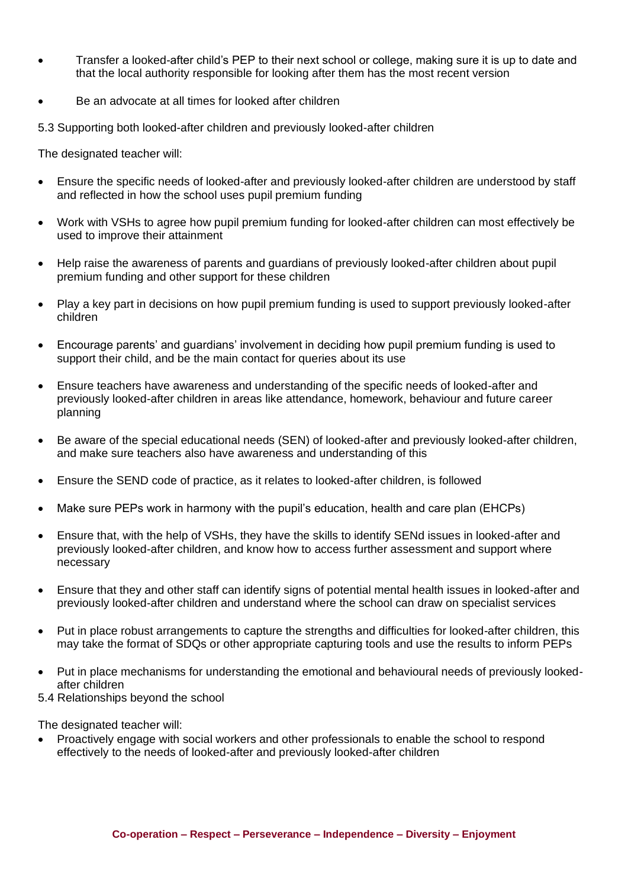- Transfer a looked-after child's PEP to their next school or college, making sure it is up to date and that the local authority responsible for looking after them has the most recent version
- Be an advocate at all times for looked after children

5.3 Supporting both looked-after children and previously looked-after children

The designated teacher will:

- Ensure the specific needs of looked-after and previously looked-after children are understood by staff and reflected in how the school uses pupil premium funding
- Work with VSHs to agree how pupil premium funding for looked-after children can most effectively be used to improve their attainment
- Help raise the awareness of parents and guardians of previously looked-after children about pupil premium funding and other support for these children
- Play a key part in decisions on how pupil premium funding is used to support previously looked-after children
- Encourage parents' and guardians' involvement in deciding how pupil premium funding is used to support their child, and be the main contact for queries about its use
- Ensure teachers have awareness and understanding of the specific needs of looked-after and previously looked-after children in areas like attendance, homework, behaviour and future career planning
- Be aware of the special educational needs (SEN) of looked-after and previously looked-after children, and make sure teachers also have awareness and understanding of this
- Ensure the SEND code of practice, as it relates to looked-after children, is followed
- Make sure PEPs work in harmony with the pupil's education, health and care plan (EHCPs)
- Ensure that, with the help of VSHs, they have the skills to identify SENd issues in looked-after and previously looked-after children, and know how to access further assessment and support where necessary
- Ensure that they and other staff can identify signs of potential mental health issues in looked-after and previously looked-after children and understand where the school can draw on specialist services
- Put in place robust arrangements to capture the strengths and difficulties for looked-after children, this may take the format of SDQs or other appropriate capturing tools and use the results to inform PEPs
- Put in place mechanisms for understanding the emotional and behavioural needs of previously looked-after children

5.4 Relationships beyond the school

The designated teacher will:

- Proactively engage with social workers and other professionals to enable the school to respond effectively to the needs of looked-after and previously looked-after children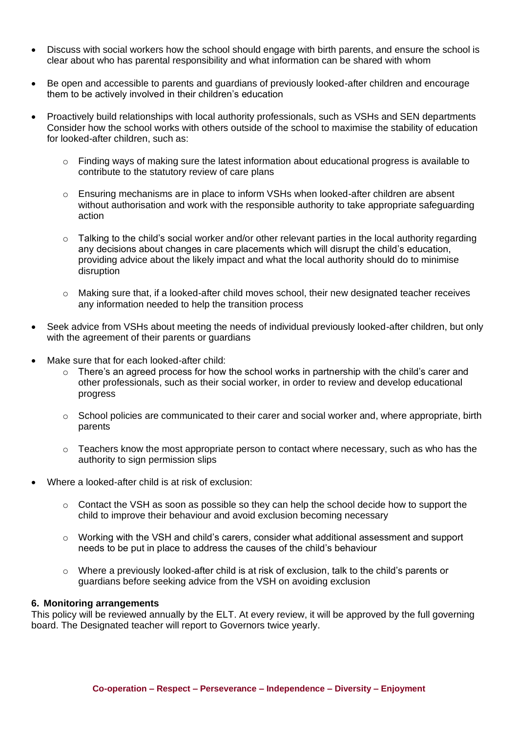- Discuss with social workers how the school should engage with birth parents, and ensure the school is clear about who has parental responsibility and what information can be shared with whom

- Be open and accessible to parents and guardians of previously looked-after children and encourage them to be actively involved in their children's education

- Proactively build relationships with local authority professionals, such as VSHs and SEN departments Consider how the school works with others outside of the school to maximise the stability of education for looked-after children, such as:

  - Finding ways of making sure the latest information about educational progress is available to contribute to the statutory review of care plans

  - Ensuring mechanisms are in place to inform VSHs when looked-after children are absent without authorisation and work with the responsible authority to take appropriate safeguarding action

  - Talking to the child's social worker and/or other relevant parties in the local authority regarding any decisions about changes in care placements which will disrupt the child's education, providing advice about the likely impact and what the local authority should do to minimise disruption

  - Making sure that, if a looked-after child moves school, their new designated teacher receives any information needed to help the transition process

- Seek advice from VSHs about meeting the needs of individual previously looked-after children, but only with the agreement of their parents or guardians

- Make sure that for each looked-after child:
  - There's an agreed process for how the school works in partnership with the child's carer and other professionals, such as their social worker, in order to review and develop educational progress

  - School policies are communicated to their carer and social worker and, where appropriate, birth parents

  - Teachers know the most appropriate person to contact where necessary, such as who has the authority to sign permission slips

- Where a looked-after child is at risk of exclusion:

  - Contact the VSH as soon as possible so they can help the school decide how to support the child to improve their behaviour and avoid exclusion becoming necessary

  - Working with the VSH and child's carers, consider what additional assessment and support needs to be put in place to address the causes of the child's behaviour

  - Where a previously looked-after child is at risk of exclusion, talk to the child's parents or guardians before seeking advice from the VSH on avoiding exclusion

**6. Monitoring arrangements**

This policy will be reviewed annually by the ELT. At every review, it will be approved by the full governing board. The Designated teacher will report to Governors twice yearly.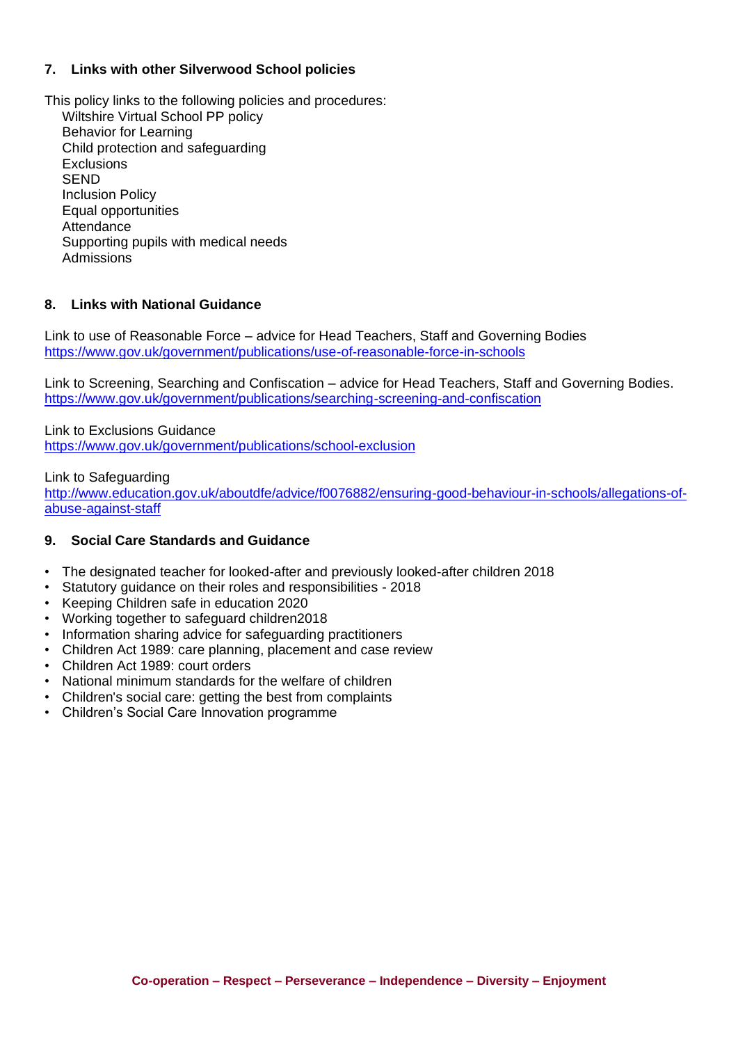## 7. Links with other Silverwood School policies

This policy links to the following policies and procedures:

- Wiltshire Virtual School PP policy
- Behavior for Learning
- Child protection and safeguarding
- Exclusions
- SEND
- Inclusion Policy
- Equal opportunities
- Attendance
- Supporting pupils with medical needs
- Admissions

## 8. Links with National Guidance

Link to use of Reasonable Force – advice for Head Teachers, Staff and Governing Bodies
https://www.gov.uk/government/publications/use-of-reasonable-force-in-schools

Link to Screening, Searching and Confiscation – advice for Head Teachers, Staff and Governing Bodies.
https://www.gov.uk/government/publications/searching-screening-and-confiscation

Link to Exclusions Guidance
https://www.gov.uk/government/publications/school-exclusion

Link to Safeguarding
http://www.education.gov.uk/aboutdfe/advice/f0076882/ensuring-good-behaviour-in-schools/allegations-of-abuse-against-staff

## 9. Social Care Standards and Guidance

- The designated teacher for looked-after and previously looked-after children 2018
- Statutory guidance on their roles and responsibilities - 2018
- Keeping Children safe in education 2020
- Working together to safeguard children2018
- Information sharing advice for safeguarding practitioners
- Children Act 1989: care planning, placement and case review
- Children Act 1989: court orders
- National minimum standards for the welfare of children
- Children's social care: getting the best from complaints
- Children's Social Care Innovation programme